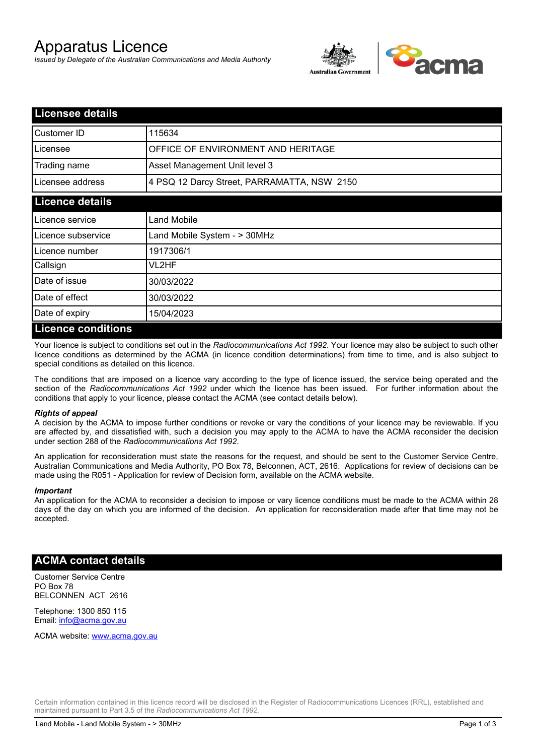# Apparatus Licence

*Issued by Delegate of the Australian Communications and Media Authority*

## Licensee details

| | |
|---|---|
| Customer ID | 115634 |
| Licensee | OFFICE OF ENVIRONMENT AND HERITAGE |
| Trading name | Asset Management Unit level 3 |
| Licensee address | 4 PSQ 12 Darcy Street, PARRAMATTA, NSW 2150 |

## Licence details

| | |
|---|---|
| Licence service | Land Mobile |
| Licence subservice | Land Mobile System - > 30MHz |
| Licence number | 1917306/1 |
| Callsign | VL2HF |
| Date of issue | 30/03/2022 |
| Date of effect | 30/03/2022 |
| Date of expiry | 15/04/2023 |

## Licence conditions

Your licence is subject to conditions set out in the *Radiocommunications Act 1992*. Your licence may also be subject to such other licence conditions as determined by the ACMA (in licence condition determinations) from time to time, and is also subject to special conditions as detailed on this licence.

The conditions that are imposed on a licence vary according to the type of licence issued, the service being operated and the section of the *Radiocommunications Act 1992* under which the licence has been issued. For further information about the conditions that apply to your licence, please contact the ACMA (see contact details below).

***Rights of appeal***

A decision by the ACMA to impose further conditions or revoke or vary the conditions of your licence may be reviewable. If you are affected by, and dissatisfied with, such a decision you may apply to the ACMA to have the ACMA reconsider the decision under section 288 of the *Radiocommunications Act 1992*.

An application for reconsideration must state the reasons for the request, and should be sent to the Customer Service Centre, Australian Communications and Media Authority, PO Box 78, Belconnen, ACT, 2616. Applications for review of decisions can be made using the R051 - Application for review of Decision form, available on the ACMA website.

***Important***

An application for the ACMA to reconsider a decision to impose or vary licence conditions must be made to the ACMA within 28 days of the day on which you are informed of the decision. An application for reconsideration made after that time may not be accepted.

## ACMA contact details

Customer Service Centre
PO Box 78
BELCONNEN ACT 2616

Telephone: 1300 850 115
Email: info@acma.gov.au

ACMA website: www.acma.gov.au

Certain information contained in this licence record will be disclosed in the Register of Radiocommunications Licences (RRL), established and maintained pursuant to Part 3.5 of the *Radiocommunications Act 1992.*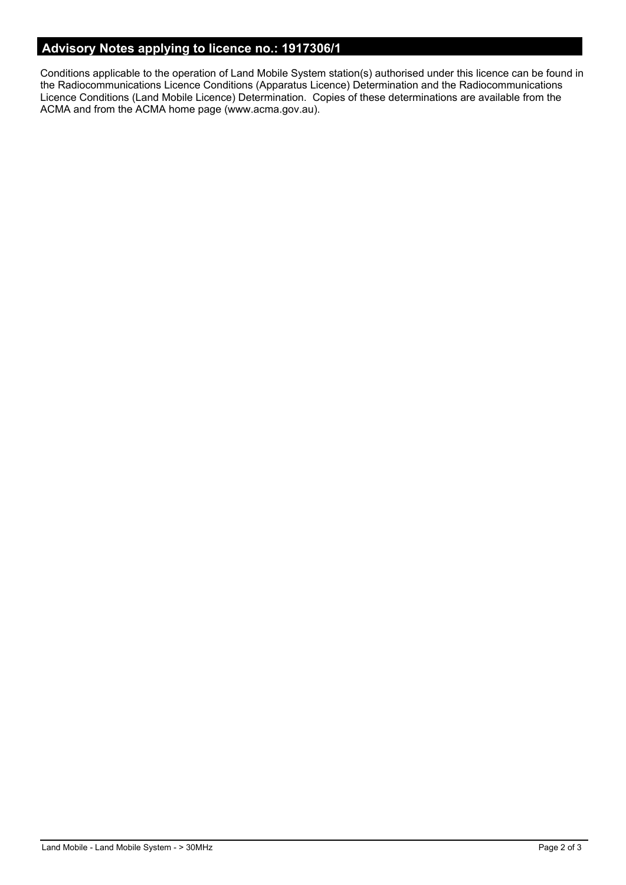## Advisory Notes applying to licence no.: 1917306/1

Conditions applicable to the operation of Land Mobile System station(s) authorised under this licence can be found in the Radiocommunications Licence Conditions (Apparatus Licence) Determination and the Radiocommunications Licence Conditions (Land Mobile Licence) Determination. Copies of these determinations are available from the ACMA and from the ACMA home page (www.acma.gov.au).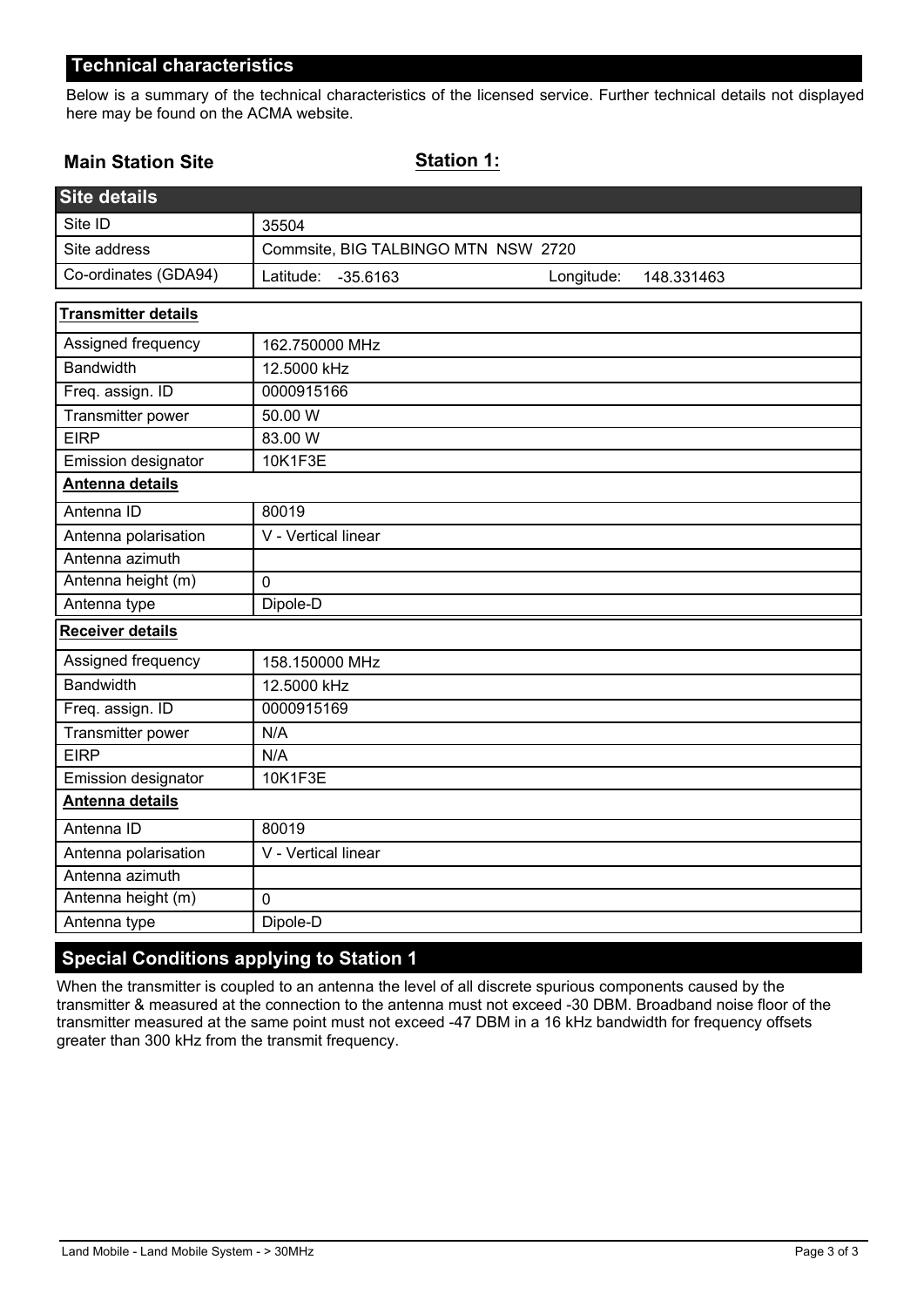## Technical characteristics

Below is a summary of the technical characteristics of the licensed service. Further technical details not displayed here may be found on the ACMA website.

**Main Station Site** **Station 1:**

| Site details | |
|---|---|
| Site ID | 35504 |
| Site address | Commsite, BIG TALBINGO MTN NSW 2720 |
| Co-ordinates (GDA94) | Latitude: -35.6163 Longitude: 148.331463 |

| **Transmitter details** | |
|---|---|
| Assigned frequency | 162.750000 MHz |
| Bandwidth | 12.5000 kHz |
| Freq. assign. ID | 0000915166 |
| Transmitter power | 50.00 W |
| EIRP | 83.00 W |
| Emission designator | 10K1F3E |
| **Antenna details** | |
| Antenna ID | 80019 |
| Antenna polarisation | V - Vertical linear |
| Antenna azimuth | |
| Antenna height (m) | 0 |
| Antenna type | Dipole-D |

| **Receiver details** | |
|---|---|
| Assigned frequency | 158.150000 MHz |
| Bandwidth | 12.5000 kHz |
| Freq. assign. ID | 0000915169 |
| Transmitter power | N/A |
| EIRP | N/A |
| Emission designator | 10K1F3E |
| **Antenna details** | |
| Antenna ID | 80019 |
| Antenna polarisation | V - Vertical linear |
| Antenna azimuth | |
| Antenna height (m) | 0 |
| Antenna type | Dipole-D |

## Special Conditions applying to Station 1

When the transmitter is coupled to an antenna the level of all discrete spurious components caused by the transmitter & measured at the connection to the antenna must not exceed -30 DBM. Broadband noise floor of the transmitter measured at the same point must not exceed -47 DBM in a 16 kHz bandwidth for frequency offsets greater than 300 kHz from the transmit frequency.